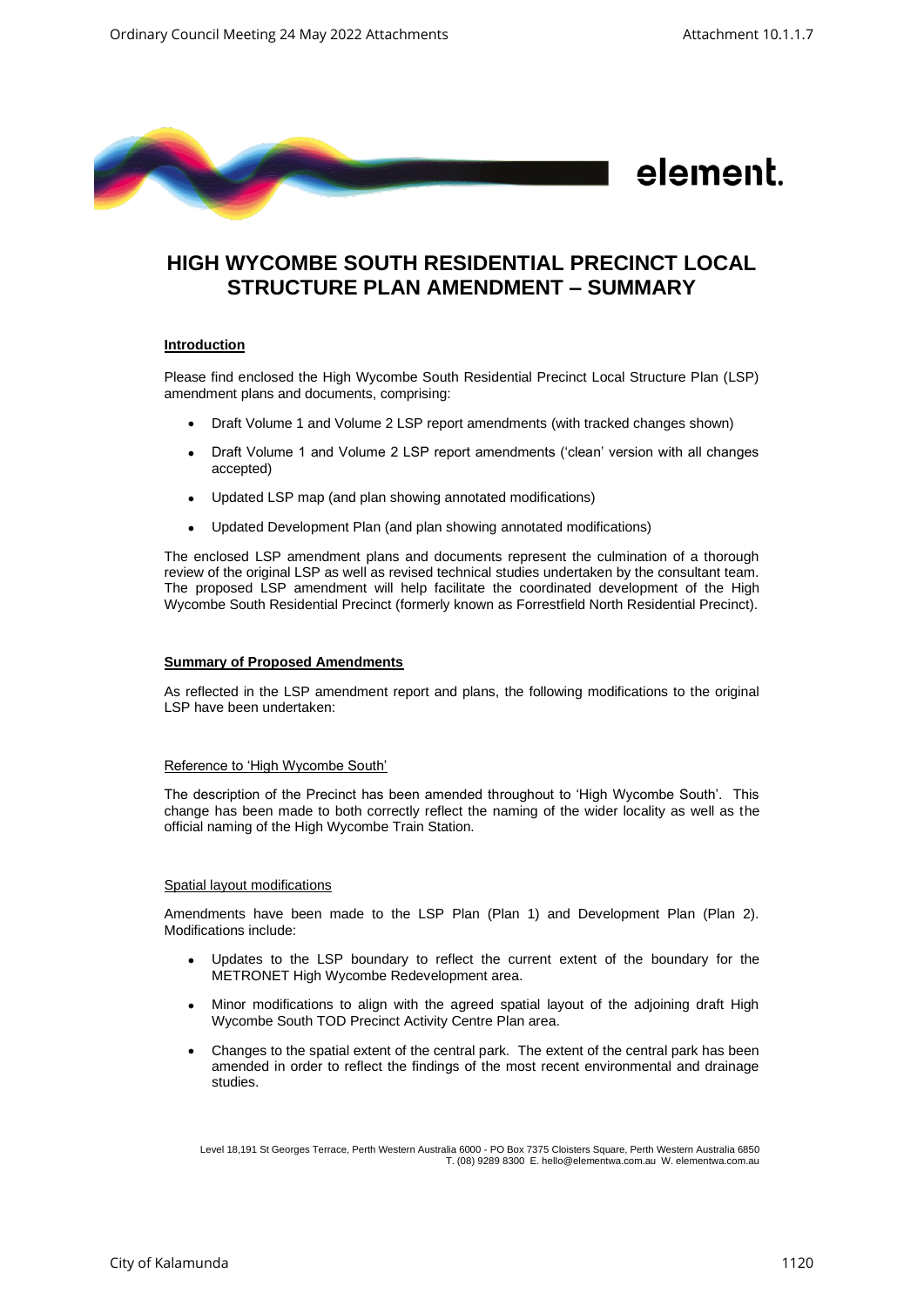element.

# HIGH WYCOMBE SOUTH RESIDENTIAL PRECINCT LOCAL STRUCTURE PLAN AMENDMENT – SUMMARY

## Introduction

Please find enclosed the High Wycombe South Residential Precinct Local Structure Plan (LSP) amendment plans and documents, comprising:

- Draft Volume 1 and Volume 2 LSP report amendments (with tracked changes shown)
- Draft Volume 1 and Volume 2 LSP report amendments ('clean' version with all changes accepted)
- Updated LSP map (and plan showing annotated modifications)
- Updated Development Plan (and plan showing annotated modifications)

The enclosed LSP amendment plans and documents represent the culmination of a thorough review of the original LSP as well as revised technical studies undertaken by the consultant team. The proposed LSP amendment will help facilitate the coordinated development of the High Wycombe South Residential Precinct (formerly known as Forrestfield North Residential Precinct).

## Summary of Proposed Amendments

As reflected in the LSP amendment report and plans, the following modifications to the original LSP have been undertaken:

### Reference to 'High Wycombe South'

The description of the Precinct has been amended throughout to 'High Wycombe South'. This change has been made to both correctly reflect the naming of the wider locality as well as the official naming of the High Wycombe Train Station.

### Spatial layout modifications

Amendments have been made to the LSP Plan (Plan 1) and Development Plan (Plan 2). Modifications include:

- Updates to the LSP boundary to reflect the current extent of the boundary for the METRONET High Wycombe Redevelopment area.
- Minor modifications to align with the agreed spatial layout of the adjoining draft High Wycombe South TOD Precinct Activity Centre Plan area.
- Changes to the spatial extent of the central park. The extent of the central park has been amended in order to reflect the findings of the most recent environmental and drainage studies.

Level 18,191 St Georges Terrace, Perth Western Australia 6000 - PO Box 7375 Cloisters Square, Perth Western Australia 6850
T. (08) 9289 8300 E. hello@elementwa.com.au W. elementwa.com.au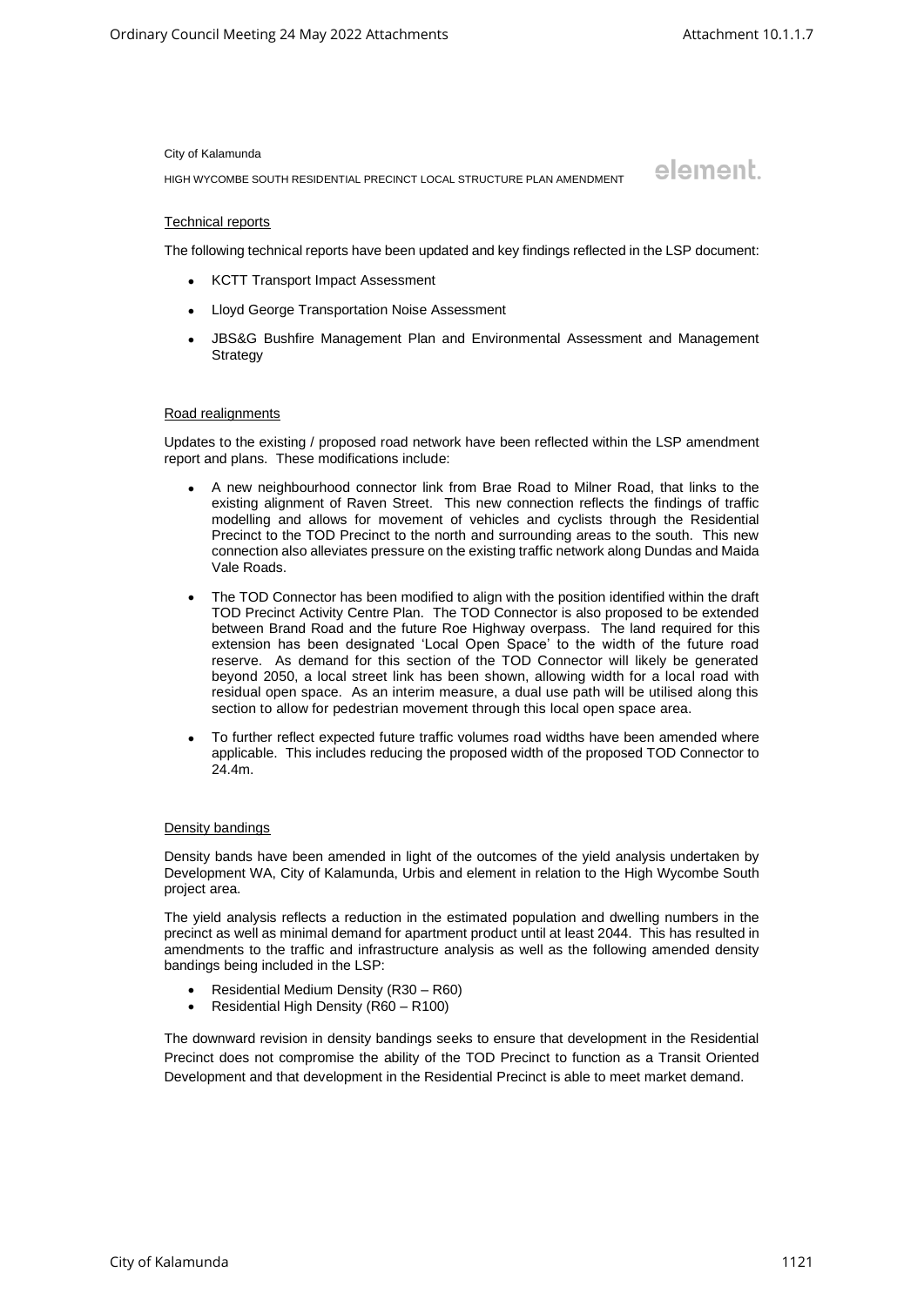#### Technical reports

The following technical reports have been updated and key findings reflected in the LSP document:

- KCTT Transport Impact Assessment
- Lloyd George Transportation Noise Assessment
- JBS&G Bushfire Management Plan and Environmental Assessment and Management Strategy

#### Road realignments

Updates to the existing / proposed road network have been reflected within the LSP amendment report and plans. These modifications include:

- A new neighbourhood connector link from Brae Road to Milner Road, that links to the existing alignment of Raven Street. This new connection reflects the findings of traffic modelling and allows for movement of vehicles and cyclists through the Residential Precinct to the TOD Precinct to the north and surrounding areas to the south. This new connection also alleviates pressure on the existing traffic network along Dundas and Maida Vale Roads.
- The TOD Connector has been modified to align with the position identified within the draft TOD Precinct Activity Centre Plan. The TOD Connector is also proposed to be extended between Brand Road and the future Roe Highway overpass. The land required for this extension has been designated 'Local Open Space' to the width of the future road reserve. As demand for this section of the TOD Connector will likely be generated beyond 2050, a local street link has been shown, allowing width for a local road with residual open space. As an interim measure, a dual use path will be utilised along this section to allow for pedestrian movement through this local open space area.
- To further reflect expected future traffic volumes road widths have been amended where applicable. This includes reducing the proposed width of the proposed TOD Connector to 24.4m.

#### Density bandings

Density bands have been amended in light of the outcomes of the yield analysis undertaken by Development WA, City of Kalamunda, Urbis and element in relation to the High Wycombe South project area.

The yield analysis reflects a reduction in the estimated population and dwelling numbers in the precinct as well as minimal demand for apartment product until at least 2044. This has resulted in amendments to the traffic and infrastructure analysis as well as the following amended density bandings being included in the LSP:

- Residential Medium Density (R30 – R60)
- Residential High Density (R60 – R100)

The downward revision in density bandings seeks to ensure that development in the Residential Precinct does not compromise the ability of the TOD Precinct to function as a Transit Oriented Development and that development in the Residential Precinct is able to meet market demand.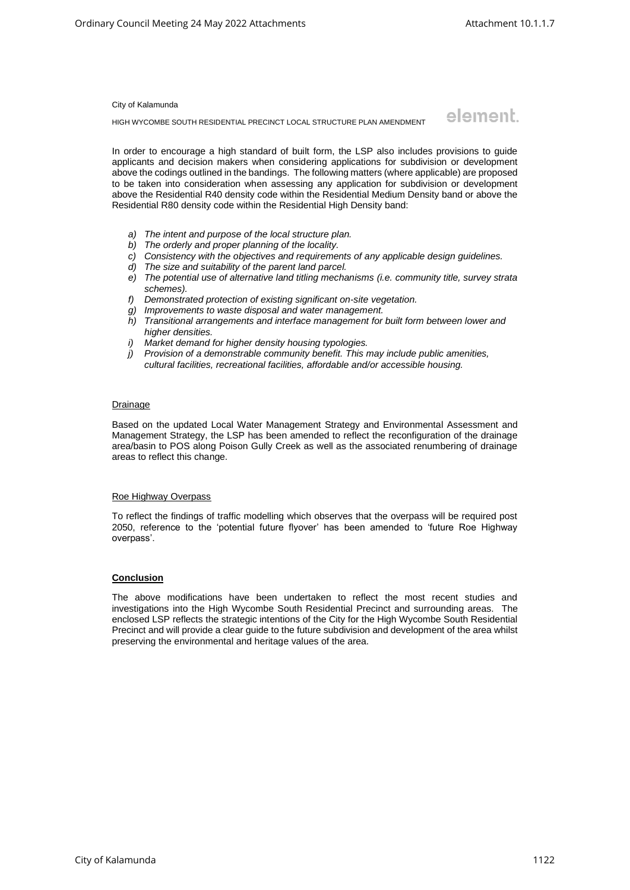In order to encourage a high standard of built form, the LSP also includes provisions to guide applicants and decision makers when considering applications for subdivision or development above the codings outlined in the bandings. The following matters (where applicable) are proposed to be taken into consideration when assessing any application for subdivision or development above the Residential R40 density code within the Residential Medium Density band or above the Residential R80 density code within the Residential High Density band:

- *a) The intent and purpose of the local structure plan.*
- *b) The orderly and proper planning of the locality.*
- *c) Consistency with the objectives and requirements of any applicable design guidelines.*
- *d) The size and suitability of the parent land parcel.*
- *e) The potential use of alternative land titling mechanisms (i.e. community title, survey strata schemes).*
- *f) Demonstrated protection of existing significant on-site vegetation.*
- *g) Improvements to waste disposal and water management.*
- *h) Transitional arrangements and interface management for built form between lower and higher densities.*
- *i) Market demand for higher density housing typologies.*
- *j) Provision of a demonstrable community benefit. This may include public amenities, cultural facilities, recreational facilities, affordable and/or accessible housing.*

Drainage

Based on the updated Local Water Management Strategy and Environmental Assessment and Management Strategy, the LSP has been amended to reflect the reconfiguration of the drainage area/basin to POS along Poison Gully Creek as well as the associated renumbering of drainage areas to reflect this change.

Roe Highway Overpass

To reflect the findings of traffic modelling which observes that the overpass will be required post 2050, reference to the 'potential future flyover' has been amended to 'future Roe Highway overpass'.

**Conclusion**

The above modifications have been undertaken to reflect the most recent studies and investigations into the High Wycombe South Residential Precinct and surrounding areas. The enclosed LSP reflects the strategic intentions of the City for the High Wycombe South Residential Precinct and will provide a clear guide to the future subdivision and development of the area whilst preserving the environmental and heritage values of the area.